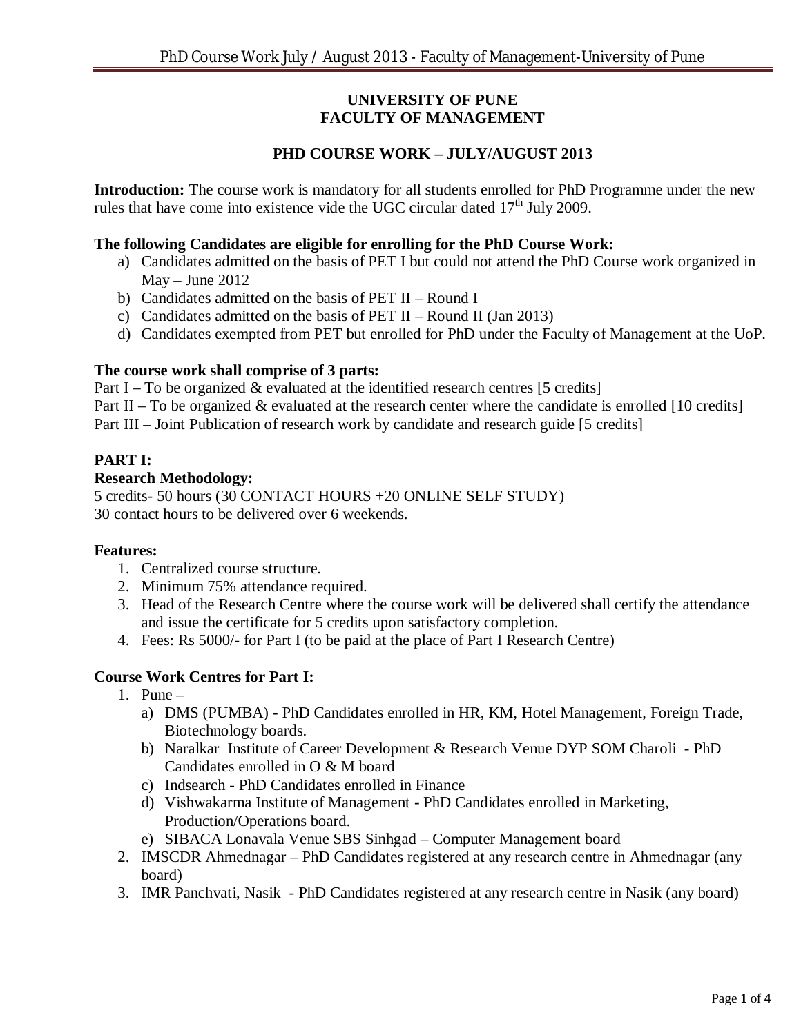# UNIVERSITY OF PUNE
## FACULTY OF MANAGEMENT

## PHD COURSE WORK – JULY/AUGUST 2013

**Introduction:** The course work is mandatory for all students enrolled for PhD Programme under the new rules that have come into existence vide the UGC circular dated 17th July 2009.

**The following Candidates are eligible for enrolling for the PhD Course Work:**

a) Candidates admitted on the basis of PET I but could not attend the PhD Course work organized in May – June 2012
b) Candidates admitted on the basis of PET II – Round I
c) Candidates admitted on the basis of PET II – Round II (Jan 2013)
d) Candidates exempted from PET but enrolled for PhD under the Faculty of Management at the UoP.

**The course work shall comprise of 3 parts:**

Part I – To be organized & evaluated at the identified research centres [5 credits]
Part II – To be organized & evaluated at the research center where the candidate is enrolled [10 credits]
Part III – Joint Publication of research work by candidate and research guide [5 credits]

### PART I:

**Research Methodology:**

5 credits- 50 hours (30 CONTACT HOURS +20 ONLINE SELF STUDY)
30 contact hours to be delivered over 6 weekends.

**Features:**

1. Centralized course structure.
2. Minimum 75% attendance required.
3. Head of the Research Centre where the course work will be delivered shall certify the attendance and issue the certificate for 5 credits upon satisfactory completion.
4. Fees: Rs 5000/- for Part I (to be paid at the place of Part I Research Centre)

**Course Work Centres for Part I:**

1. Pune –
   a) DMS (PUMBA) - PhD Candidates enrolled in HR, KM, Hotel Management, Foreign Trade, Biotechnology boards.
   b) Naralkar Institute of Career Development & Research Venue DYP SOM Charoli - PhD Candidates enrolled in O & M board
   c) Indsearch - PhD Candidates enrolled in Finance
   d) Vishwakarma Institute of Management - PhD Candidates enrolled in Marketing, Production/Operations board.
   e) SIBACA Lonavala Venue SBS Sinhgad – Computer Management board
2. IMSCDR Ahmednagar – PhD Candidates registered at any research centre in Ahmednagar (any board)
3. IMR Panchvati, Nasik - PhD Candidates registered at any research centre in Nasik (any board)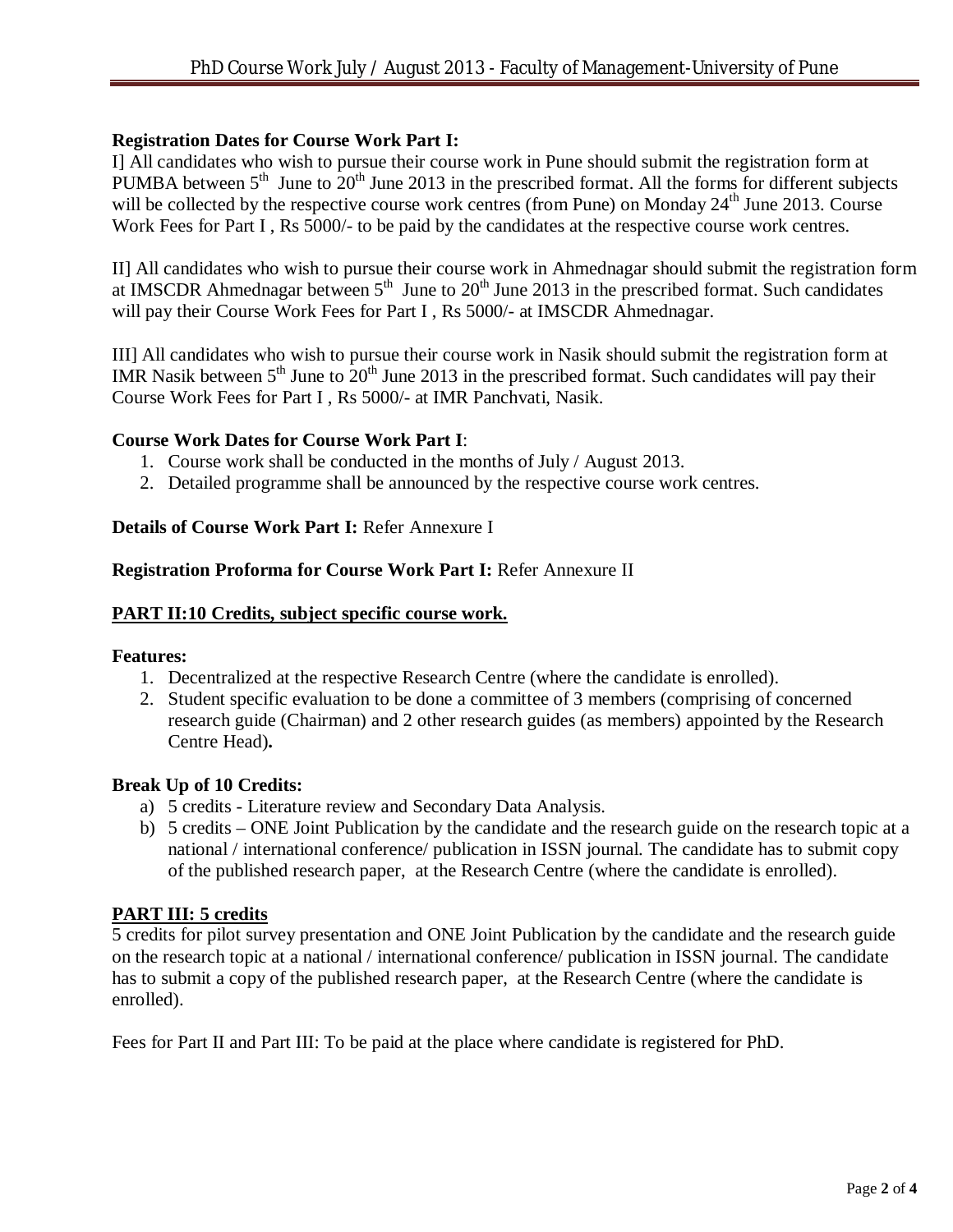**Registration Dates for Course Work Part I:**

I] All candidates who wish to pursue their course work in Pune should submit the registration form at PUMBA between 5th June to 20th June 2013 in the prescribed format. All the forms for different subjects will be collected by the respective course work centres (from Pune) on Monday 24th June 2013. Course Work Fees for Part I , Rs 5000/- to be paid by the candidates at the respective course work centres.

II] All candidates who wish to pursue their course work in Ahmednagar should submit the registration form at IMSCDR Ahmednagar between 5th June to 20th June 2013 in the prescribed format. Such candidates will pay their Course Work Fees for Part I , Rs 5000/- at IMSCDR Ahmednagar.

III] All candidates who wish to pursue their course work in Nasik should submit the registration form at IMR Nasik between 5th June to 20th June 2013 in the prescribed format. Such candidates will pay their Course Work Fees for Part I , Rs 5000/- at IMR Panchvati, Nasik.

**Course Work Dates for Course Work Part I**:

1. Course work shall be conducted in the months of July / August 2013.
2. Detailed programme shall be announced by the respective course work centres.

**Details of Course Work Part I:** Refer Annexure I

**Registration Proforma for Course Work Part I:** Refer Annexure II

**PART II:10 Credits, subject specific course work.**

**Features:**

1. Decentralized at the respective Research Centre (where the candidate is enrolled).
2. Student specific evaluation to be done a committee of 3 members (comprising of concerned research guide (Chairman) and 2 other research guides (as members) appointed by the Research Centre Head)**.**

**Break Up of 10 Credits:**

a) 5 credits - Literature review and Secondary Data Analysis.
b) 5 credits – ONE Joint Publication by the candidate and the research guide on the research topic at a national / international conference/ publication in ISSN journal. The candidate has to submit copy of the published research paper, at the Research Centre (where the candidate is enrolled).

**PART III: 5 credits**

5 credits for pilot survey presentation and ONE Joint Publication by the candidate and the research guide on the research topic at a national / international conference/ publication in ISSN journal. The candidate has to submit a copy of the published research paper, at the Research Centre (where the candidate is enrolled).

Fees for Part II and Part III: To be paid at the place where candidate is registered for PhD.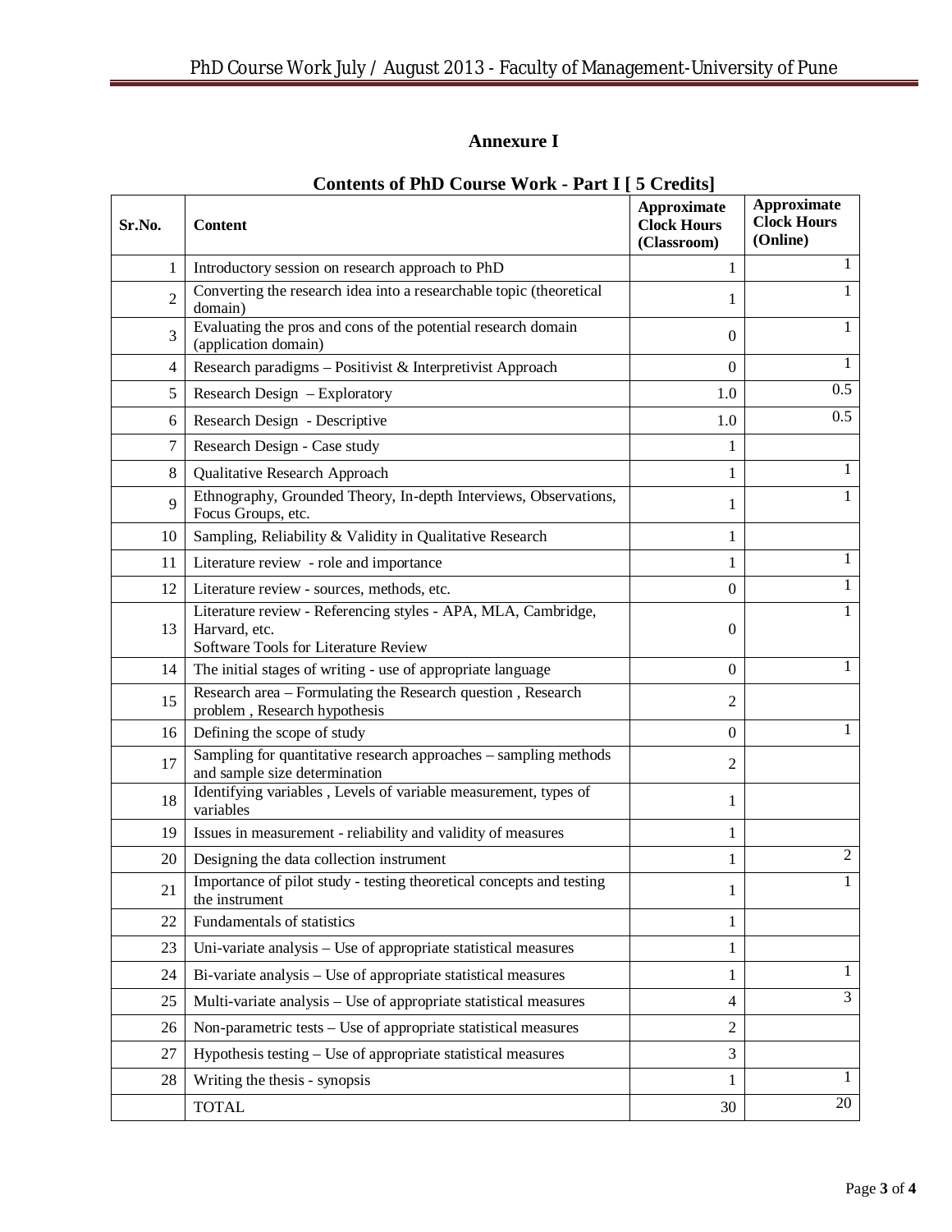# Annexure I

## Contents of PhD Course Work - Part I [ 5 Credits]

| Sr.No. | Content | Approximate Clock Hours (Classroom) | Approximate Clock Hours (Online) |
|---|---|---|---|
| 1 | Introductory session on research approach to PhD | 1 | 1 |
| 2 | Converting the research idea into a researchable topic (theoretical domain) | 1 | 1 |
| 3 | Evaluating the pros and cons of the potential research domain (application domain) | 0 | 1 |
| 4 | Research paradigms – Positivist & Interpretivist Approach | 0 | 1 |
| 5 | Research Design – Exploratory | 1.0 | 0.5 |
| 6 | Research Design - Descriptive | 1.0 | 0.5 |
| 7 | Research Design - Case study | 1 | |
| 8 | Qualitative Research Approach | 1 | 1 |
| 9 | Ethnography, Grounded Theory, In-depth Interviews, Observations, Focus Groups, etc. | 1 | 1 |
| 10 | Sampling, Reliability & Validity in Qualitative Research | 1 | |
| 11 | Literature review - role and importance | 1 | 1 |
| 12 | Literature review - sources, methods, etc. | 0 | 1 |
| 13 | Literature review - Referencing styles - APA, MLA, Cambridge, Harvard, etc.<br>Software Tools for Literature Review | 0 | 1 |
| 14 | The initial stages of writing - use of appropriate language | 0 | 1 |
| 15 | Research area – Formulating the Research question , Research problem , Research hypothesis | 2 | |
| 16 | Defining the scope of study | 0 | 1 |
| 17 | Sampling for quantitative research approaches – sampling methods and sample size determination | 2 | |
| 18 | Identifying variables , Levels of variable measurement, types of variables | 1 | |
| 19 | Issues in measurement - reliability and validity of measures | 1 | |
| 20 | Designing the data collection instrument | 1 | 2 |
| 21 | Importance of pilot study - testing theoretical concepts and testing the instrument | 1 | 1 |
| 22 | Fundamentals of statistics | 1 | |
| 23 | Uni-variate analysis – Use of appropriate statistical measures | 1 | |
| 24 | Bi-variate analysis – Use of appropriate statistical measures | 1 | 1 |
| 25 | Multi-variate analysis – Use of appropriate statistical measures | 4 | 3 |
| 26 | Non-parametric tests – Use of appropriate statistical measures | 2 | |
| 27 | Hypothesis testing – Use of appropriate statistical measures | 3 | |
| 28 | Writing the thesis - synopsis | 1 | 1 |
| | TOTAL | 30 | 20 |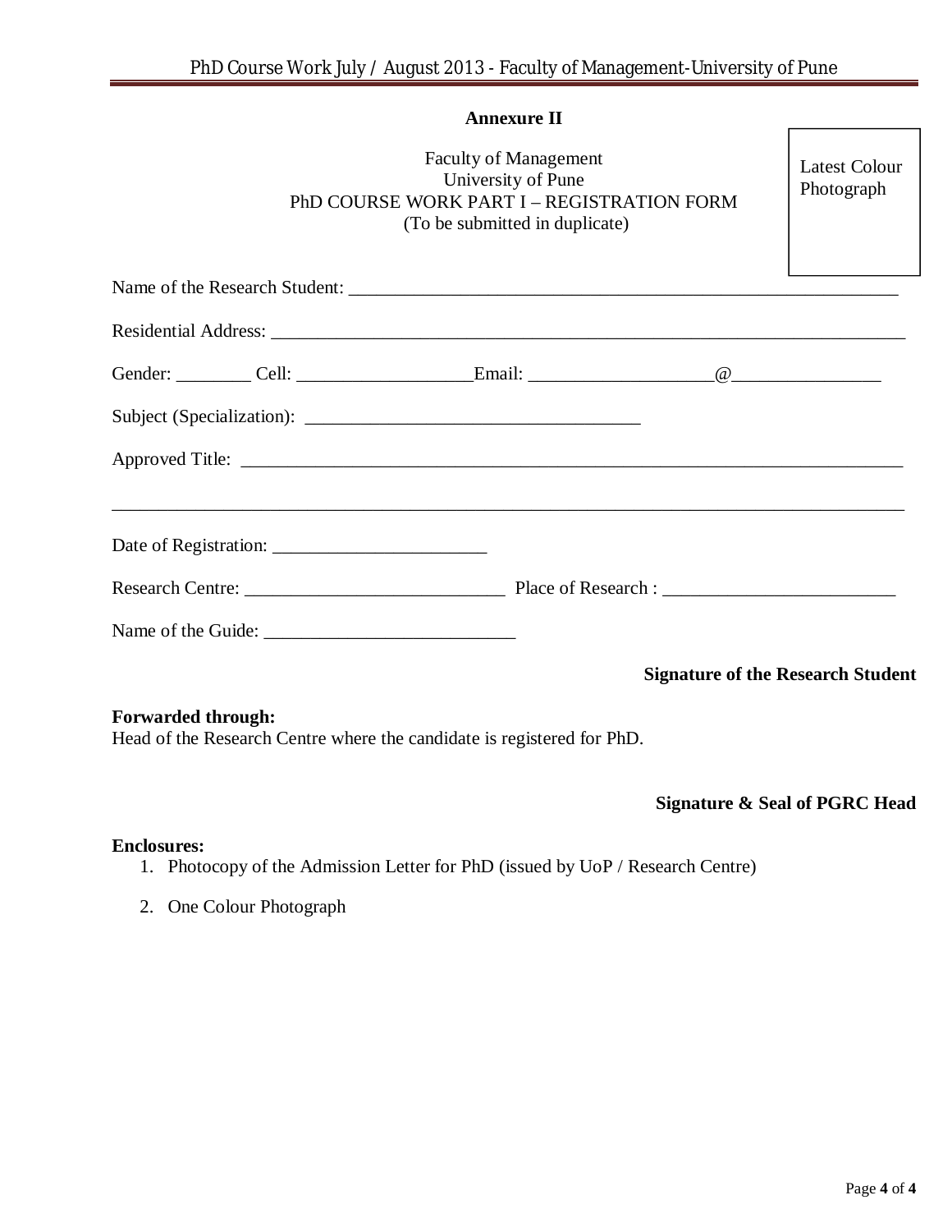## Annexure II

Faculty of Management
University of Pune
PhD COURSE WORK PART I – REGISTRATION FORM
(To be submitted in duplicate)

Latest Colour Photograph

Name of the Research Student: ____________________________________________________________

Residential Address: ______________________________________________________________________

Gender: ________ Cell: ___________________Email: ___________________@________________

Subject (Specialization): _____________________________________

Approved Title: ___________________________________________________________________________

__________________________________________________________________________________________

Date of Registration: _______________________

Research Centre: ____________________________ Place of Research : ________________________

Name of the Guide: __________________________

**Signature of the Research Student**

**Forwarded through:**
Head of the Research Centre where the candidate is registered for PhD.

**Signature & Seal of PGRC Head**

**Enclosures:**

1. Photocopy of the Admission Letter for PhD (issued by UoP / Research Centre)
2. One Colour Photograph